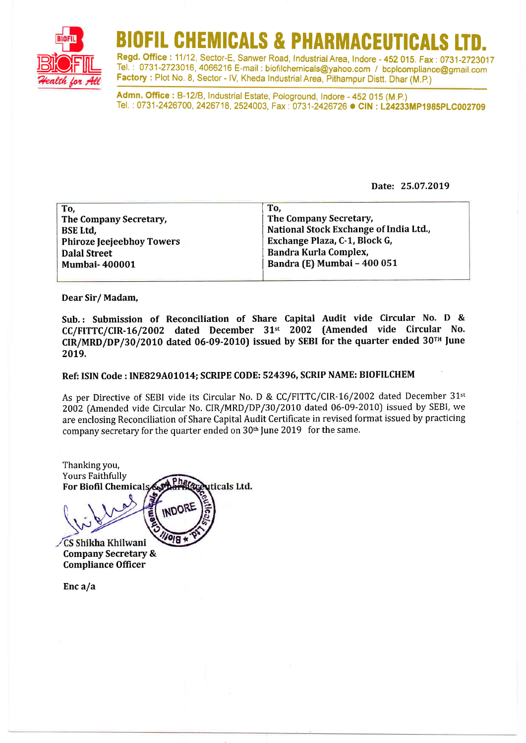# BIOFIL CHEMICALS & PHARMACEUTICALS LTD.

**Regd. Office :** 11/12, Sector-E, Sanwer Road, Industrial Area, Indore - 452 015. Fax : 0731-2723017
Tel. : 0731-2723016, 4066216 E-mail : biofilchemicals@yahoo.com / bcplcompliance@gmail.com
**Factory :** Plot No. 8, Sector - IV, Kheda Industrial Area, Pithampur Distt. Dhar (M.P.)

**Admn. Office :** B-12/B, Industrial Estate, Pologround, Indore - 452 015 (M.P.)
Tel. : 0731-2426700, 2426718, 2524003, Fax : 0731-2426726 • **CIN : L24233MP1985PLC002709**

**Date: 25.07.2019**

| To, | To, |
|---|---|
| The Company Secretary, | The Company Secretary, |
| BSE Ltd, | National Stock Exchange of India Ltd., |
| Phiroze Jeejeebhoy Towers | Exchange Plaza, C-1, Block G, |
| Dalal Street | Bandra Kurla Complex, |
| Mumbai- 400001 | Bandra (E) Mumbai – 400 051 |

**Dear Sir/ Madam,**

**Sub.: Submission of Reconciliation of Share Capital Audit vide Circular No. D & CC/FITTC/CIR-16/2002 dated December 31st 2002 (Amended vide Circular No. CIR/MRD/DP/30/2010 dated 06-09-2010) issued by SEBI for the quarter ended 30TH June 2019.**

**Ref: ISIN Code : INE829A01014; SCRIPE CODE: 524396, SCRIP NAME: BIOFILCHEM**

As per Directive of SEBI vide its Circular No. D & CC/FITTC/CIR-16/2002 dated December 31st 2002 (Amended vide Circular No. CIR/MRD/DP/30/2010 dated 06-09-2010) issued by SEBI, we are enclosing Reconciliation of Share Capital Audit Certificate in revised format issued by practicing company secretary for the quarter ended on 30th June 2019 for the same.

Thanking you,
Yours Faithfully
**For Biofil Chemicals & Pharmaceuticals Ltd.**

**CS Shikha Khilwani**
**Company Secretary &**
**Compliance Officer**

**Enc a/a**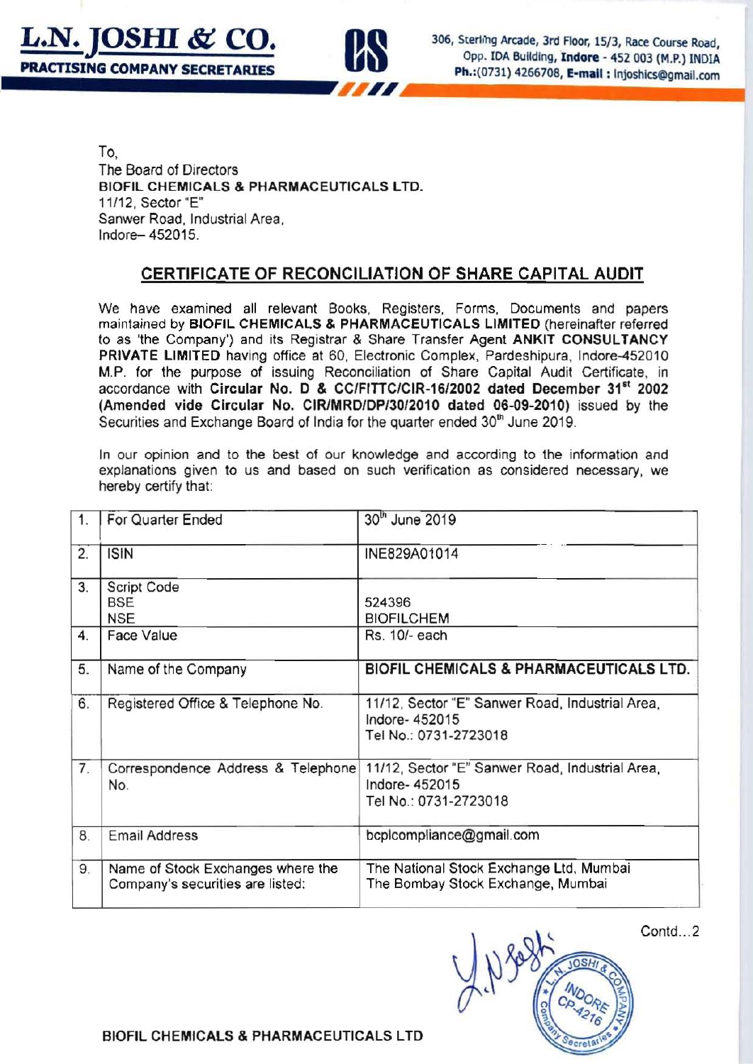**L.N. JOSHI & CO.**
**PRACTISING COMPANY SECRETARIES**

306, Sterling Arcade, 3rd Floor, 15/3, Race Course Road, Opp. IDA Building, **Indore** - 452 003 (M.P.) INDIA
**Ph.:**(0731) 4266708, **E-mail :** lnjoshics@gmail.com

To,
The Board of Directors
**BIOFIL CHEMICALS & PHARMACEUTICALS LTD.**
11/12, Sector "E"
Sanwer Road, Industrial Area,
Indore– 452015.

## CERTIFICATE OF RECONCILIATION OF SHARE CAPITAL AUDIT

We have examined all relevant Books, Registers, Forms, Documents and papers maintained by **BIOFIL CHEMICALS & PHARMACEUTICALS LIMITED** (hereinafter referred to as 'the Company') and its Registrar & Share Transfer Agent **ANKIT CONSULTANCY PRIVATE LIMITED** having office at 60, Electronic Complex, Pardeshipura, Indore-452010 M.P. for the purpose of issuing Reconciliation of Share Capital Audit Certificate, in accordance with **Circular No. D & CC/FITTC/CIR-16/2002 dated December 31st 2002 (Amended vide Circular No. CIR/MRD/DP/30/2010 dated 06-09-2010)** issued by the Securities and Exchange Board of India for the quarter ended 30th June 2019.

In our opinion and to the best of our knowledge and according to the information and explanations given to us and based on such verification as considered necessary, we hereby certify that:

| | | |
|---|---|---|
| 1. | For Quarter Ended | 30th June 2019 |
| 2. | ISIN | INE829A01014 |
| 3. | Script Code<br>BSE<br>NSE | <br>524396<br>BIOFILCHEM |
| 4. | Face Value | Rs. 10/- each |
| 5. | Name of the Company | **BIOFIL CHEMICALS & PHARMACEUTICALS LTD.** |
| 6. | Registered Office & Telephone No. | 11/12, Sector "E" Sanwer Road, Industrial Area, Indore- 452015<br>Tel No.: 0731-2723018 |
| 7. | Correspondence Address & Telephone No. | 11/12, Sector "E" Sanwer Road, Industrial Area, Indore- 452015<br>Tel No.: 0731-2723018 |
| 8. | Email Address | bcplcompliance@gmail.com |
| 9. | Name of Stock Exchanges where the Company's securities are listed: | The National Stock Exchange Ltd, Mumbai<br>The Bombay Stock Exchange, Mumbai |

Contd...2

**BIOFIL CHEMICALS & PHARMACEUTICALS LTD**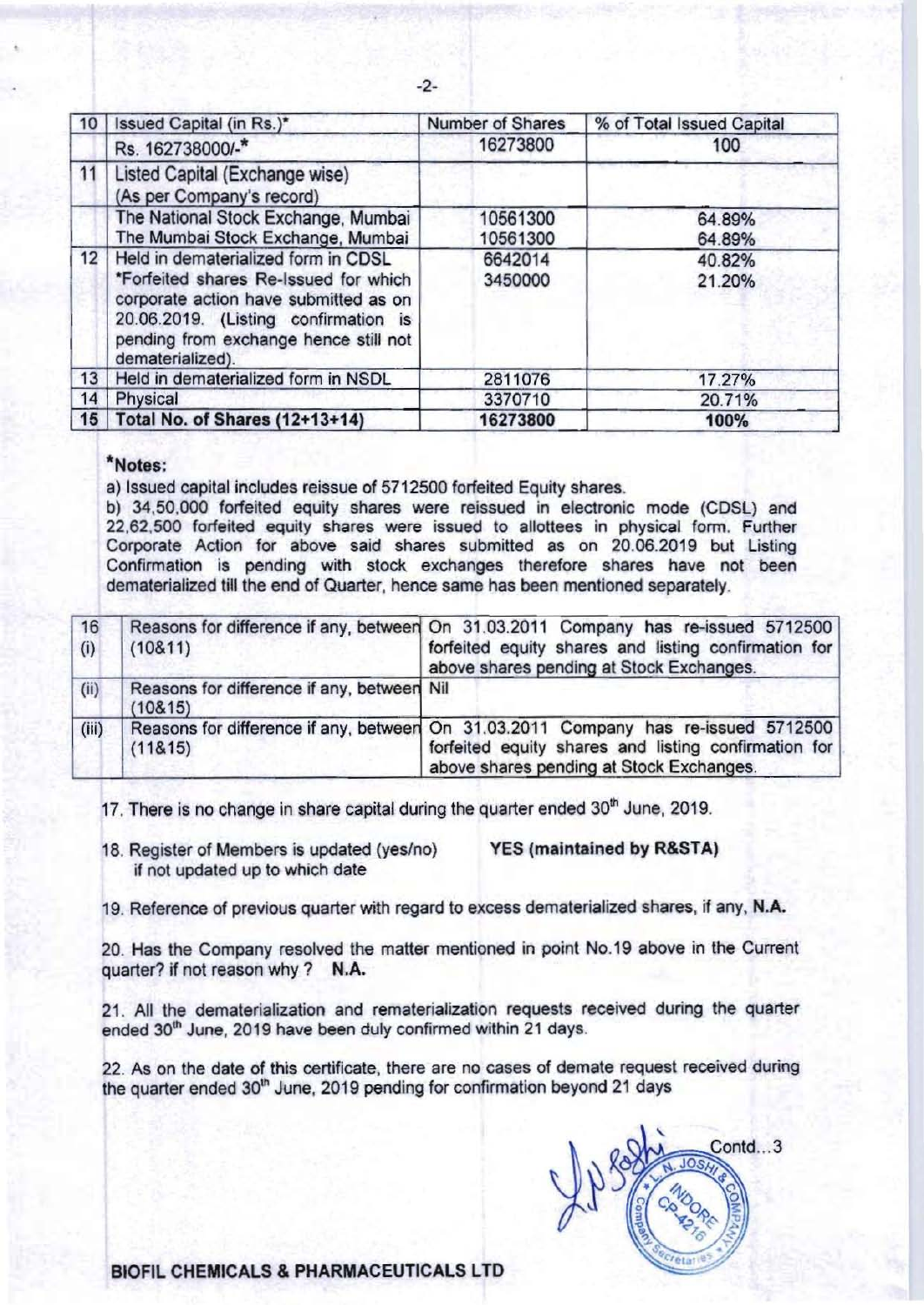| 10 | Issued Capital (in Rs.)* | Number of Shares | % of Total Issued Capital |
|---|---|---|---|
| | Rs. 162738000/-* | 16273800 | 100 |
| 11 | Listed Capital (Exchange wise) (As per Company's record) | | |
| | The National Stock Exchange, Mumbai<br>The Mumbai Stock Exchange, Mumbai | 10561300<br>10561300 | 64.89%<br>64.89% |
| 12 | Held in dematerialized form in CDSL<br>*Forfeited shares Re-Issued for which corporate action have submitted as on 20.06.2019. (Listing confirmation is pending from exchange hence still not dematerialized). | 6642014<br>3450000 | 40.82%<br>21.20% |
| 13 | Held in dematerialized form in NSDL | 2811076 | 17.27% |
| 14 | Physical | 3370710 | 20.71% |
| 15 | **Total No. of Shares (12+13+14)** | **16273800** | **100%** |

***Notes:**

a) Issued capital includes reissue of 5712500 forfeited Equity shares.

b) 34,50,000 forfeited equity shares were reissued in electronic mode (CDSL) and 22,62,500 forfeited equity shares were issued to allottees in physical form. Further Corporate Action for above said shares submitted as on 20.06.2019 but Listing Confirmation is pending with stock exchanges therefore shares have not been dematerialized till the end of Quarter, hence same has been mentioned separately.

| 16 (i) | Reasons for difference if any, between (10&11) | On 31.03.2011 Company has re-issued 5712500 forfeited equity shares and listing confirmation for above shares pending at Stock Exchanges. |
|---|---|---|
| (ii) | Reasons for difference if any, between (10&15) | Nil |
| (iii) | Reasons for difference if any, between (11&15) | On 31.03.2011 Company has re-issued 5712500 forfeited equity shares and listing confirmation for above shares pending at Stock Exchanges. |

17. There is no change in share capital during the quarter ended 30th June, 2019.

18. Register of Members is updated (yes/no) if not updated up to which date — **YES (maintained by R&STA)**

19. Reference of previous quarter with regard to excess dematerialized shares, if any, **N.A.**

20. Has the Company resolved the matter mentioned in point No.19 above in the Current quarter? if not reason why ? **N.A.**

21. All the dematerialization and rematerialization requests received during the quarter ended 30th June, 2019 have been duly confirmed within 21 days.

22. As on the date of this certificate, there are no cases of demate request received during the quarter ended 30th June, 2019 pending for confirmation beyond 21 days

Contd...3

L. N. JOSHI & COMPANY, Company Secretaries, INDORE, CP-4216

**BIOFIL CHEMICALS & PHARMACEUTICALS LTD**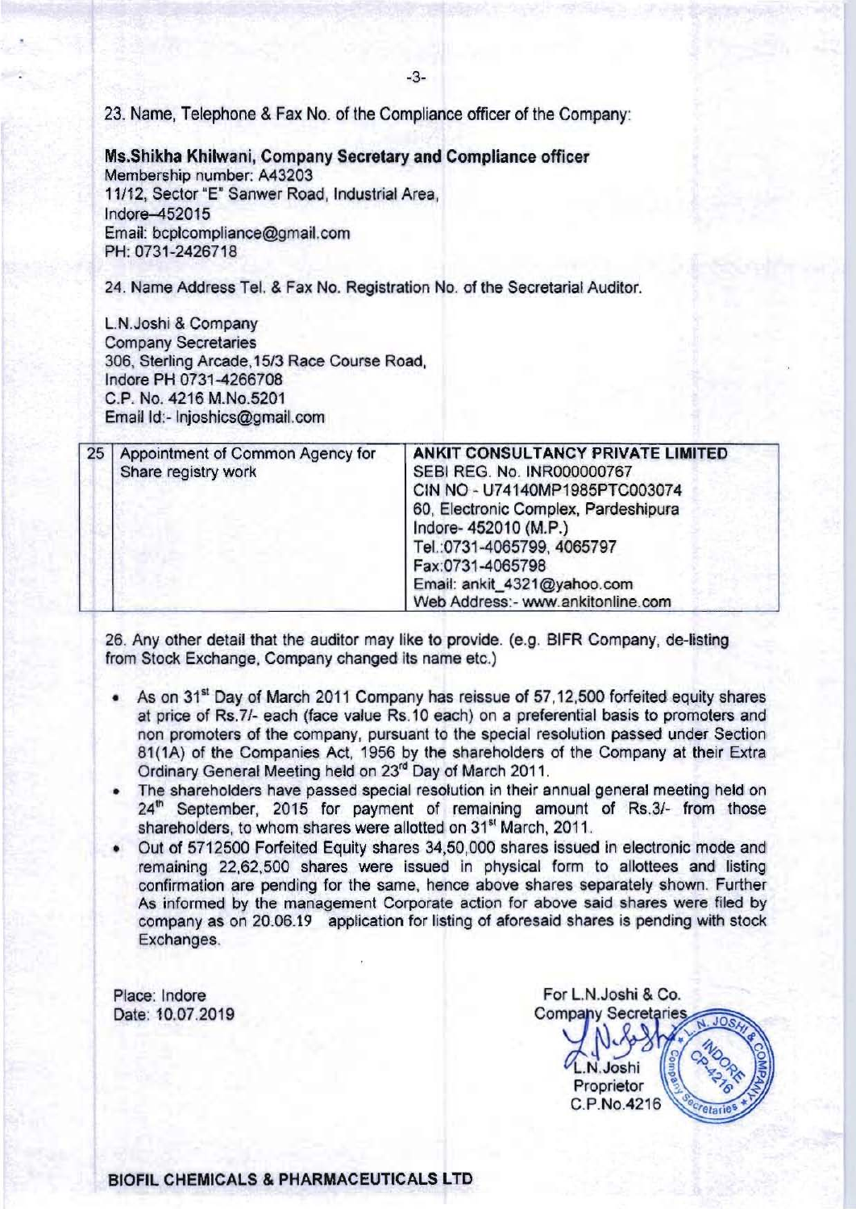23. Name, Telephone & Fax No. of the Compliance officer of the Company:

**Ms.Shikha Khilwani, Company Secretary and Compliance officer**
Membership number: A43203
11/12, Sector "E" Sanwer Road, Industrial Area,
Indore–452015
Email: bcplcompliance@gmail.com
PH: 0731-2426718

24. Name Address Tel. & Fax No. Registration No. of the Secretarial Auditor.

L.N.Joshi & Company
Company Secretaries
306, Sterling Arcade,15/3 Race Course Road,
Indore PH 0731-4266708
C.P. No. 4216 M.No.5201
Email Id:- lnjoshics@gmail.com

| | | |
|---|---|---|
| 25 | Appointment of Common Agency for Share registry work | **ANKIT CONSULTANCY PRIVATE LIMITED**<br>SEBI REG. No. INR000000767<br>CIN NO - U74140MP1985PTC003074<br>60, Electronic Complex, Pardeshipura<br>Indore- 452010 (M.P.)<br>Tel.:0731-4065799, 4065797<br>Fax:0731-4065798<br>Email: ankit_4321@yahoo.com<br>Web Address:- www.ankitonline.com |

26. Any other detail that the auditor may like to provide. (e.g. BIFR Company, de-listing from Stock Exchange, Company changed its name etc.)

- As on 31st Day of March 2011 Company has reissue of 57,12,500 forfeited equity shares at price of Rs.7/- each (face value Rs.10 each) on a preferential basis to promoters and non promoters of the company, pursuant to the special resolution passed under Section 81(1A) of the Companies Act, 1956 by the shareholders of the Company at their Extra Ordinary General Meeting held on 23rd Day of March 2011.
- The shareholders have passed special resolution in their annual general meeting held on 24th September, 2015 for payment of remaining amount of Rs.3/- from those shareholders, to whom shares were allotted on 31st March, 2011.
- Out of 5712500 Forfeited Equity shares 34,50,000 shares issued in electronic mode and remaining 22,62,500 shares were issued in physical form to allottees and listing confirmation are pending for the same, hence above shares separately shown. Further As informed by the management Corporate action for above said shares were filed by company as on 20.06.19 application for listing of aforesaid shares is pending with stock Exchanges.

Place: Indore
Date: 10.07.2019

For L.N.Joshi & Co.
Company Secretaries

L.N.Joshi
Proprietor
C.P.No.4216

BIOFIL CHEMICALS & PHARMACEUTICALS LTD